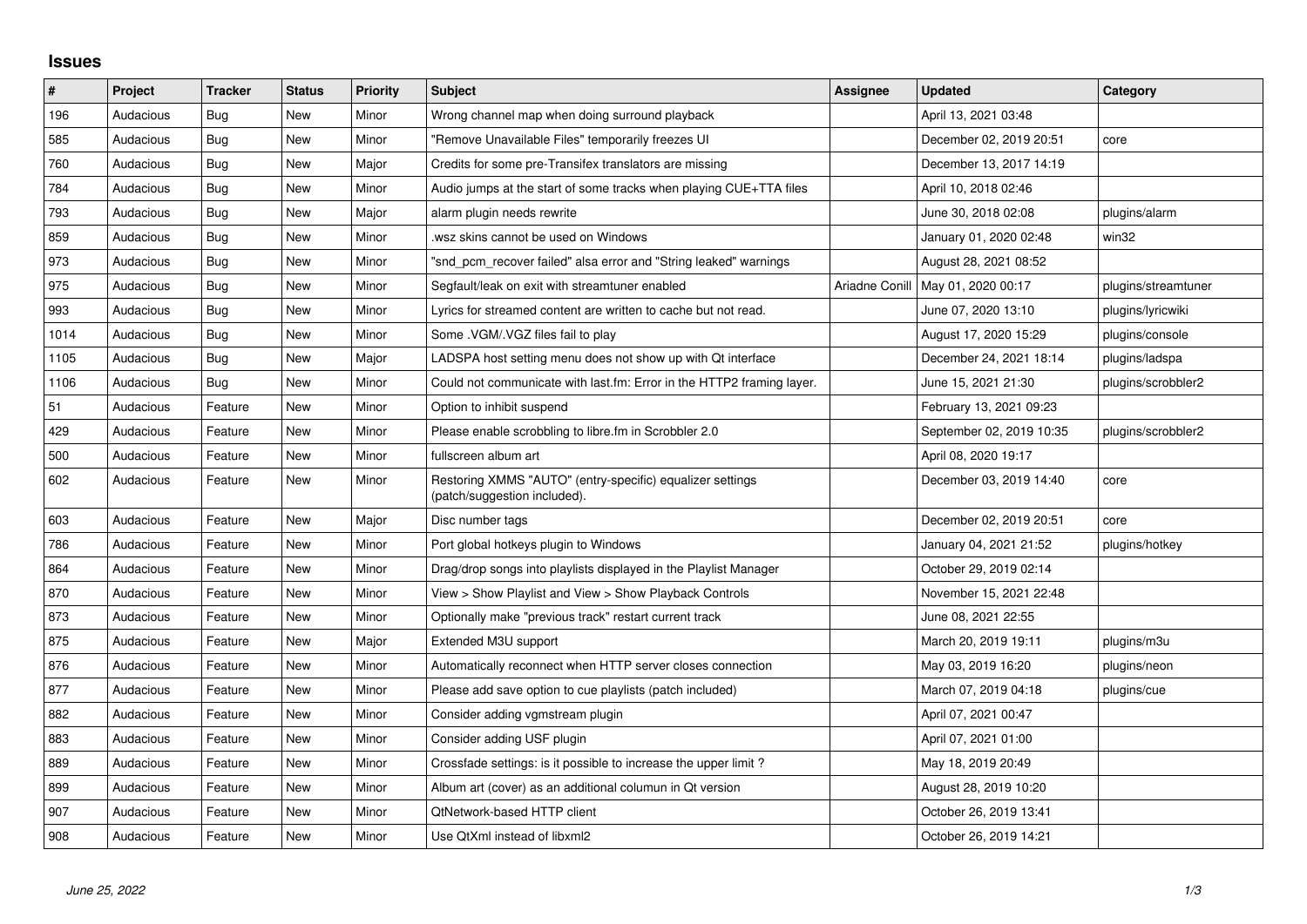## Issues

| # | Project | Tracker | Status | Priority | Subject | Assignee | Updated | Category |
|---|---|---|---|---|---|---|---|---|
| 196 | Audacious | Bug | New | Minor | Wrong channel map when doing surround playback | | April 13, 2021 03:48 | |
| 585 | Audacious | Bug | New | Minor | "Remove Unavailable Files" temporarily freezes UI | | December 02, 2019 20:51 | core |
| 760 | Audacious | Bug | New | Major | Credits for some pre-Transifex translators are missing | | December 13, 2017 14:19 | |
| 784 | Audacious | Bug | New | Minor | Audio jumps at the start of some tracks when playing CUE+TTA files | | April 10, 2018 02:46 | |
| 793 | Audacious | Bug | New | Major | alarm plugin needs rewrite | | June 30, 2018 02:08 | plugins/alarm |
| 859 | Audacious | Bug | New | Minor | .wsz skins cannot be used on Windows | | January 01, 2020 02:48 | win32 |
| 973 | Audacious | Bug | New | Minor | "snd_pcm_recover failed" alsa error and "String leaked" warnings | | August 28, 2021 08:52 | |
| 975 | Audacious | Bug | New | Minor | Segfault/leak on exit with streamtuner enabled | Ariadne Conill | May 01, 2020 00:17 | plugins/streamtuner |
| 993 | Audacious | Bug | New | Minor | Lyrics for streamed content are written to cache but not read. | | June 07, 2020 13:10 | plugins/lyricwiki |
| 1014 | Audacious | Bug | New | Minor | Some .VGM/.VGZ files fail to play | | August 17, 2020 15:29 | plugins/console |
| 1105 | Audacious | Bug | New | Major | LADSPA host setting menu does not show up with Qt interface | | December 24, 2021 18:14 | plugins/ladspa |
| 1106 | Audacious | Bug | New | Minor | Could not communicate with last.fm: Error in the HTTP2 framing layer. | | June 15, 2021 21:30 | plugins/scrobbler2 |
| 51 | Audacious | Feature | New | Minor | Option to inhibit suspend | | February 13, 2021 09:23 | |
| 429 | Audacious | Feature | New | Minor | Please enable scrobbling to libre.fm in Scrobbler 2.0 | | September 02, 2019 10:35 | plugins/scrobbler2 |
| 500 | Audacious | Feature | New | Minor | fullscreen album art | | April 08, 2020 19:17 | |
| 602 | Audacious | Feature | New | Minor | Restoring XMMS "AUTO" (entry-specific) equalizer settings (patch/suggestion included). | | December 03, 2019 14:40 | core |
| 603 | Audacious | Feature | New | Major | Disc number tags | | December 02, 2019 20:51 | core |
| 786 | Audacious | Feature | New | Minor | Port global hotkeys plugin to Windows | | January 04, 2021 21:52 | plugins/hotkey |
| 864 | Audacious | Feature | New | Minor | Drag/drop songs into playlists displayed in the Playlist Manager | | October 29, 2019 02:14 | |
| 870 | Audacious | Feature | New | Minor | View > Show Playlist and View > Show Playback Controls | | November 15, 2021 22:48 | |
| 873 | Audacious | Feature | New | Minor | Optionally make "previous track" restart current track | | June 08, 2021 22:55 | |
| 875 | Audacious | Feature | New | Major | Extended M3U support | | March 20, 2019 19:11 | plugins/m3u |
| 876 | Audacious | Feature | New | Minor | Automatically reconnect when HTTP server closes connection | | May 03, 2019 16:20 | plugins/neon |
| 877 | Audacious | Feature | New | Minor | Please add save option to cue playlists (patch included) | | March 07, 2019 04:18 | plugins/cue |
| 882 | Audacious | Feature | New | Minor | Consider adding vgmstream plugin | | April 07, 2021 00:47 | |
| 883 | Audacious | Feature | New | Minor | Consider adding USF plugin | | April 07, 2021 01:00 | |
| 889 | Audacious | Feature | New | Minor | Crossfade settings: is it possible to increase the upper limit ? | | May 18, 2019 20:49 | |
| 899 | Audacious | Feature | New | Minor | Album art (cover) as an additional columun in Qt version | | August 28, 2019 10:20 | |
| 907 | Audacious | Feature | New | Minor | QtNetwork-based HTTP client | | October 26, 2019 13:41 | |
| 908 | Audacious | Feature | New | Minor | Use QtXml instead of libxml2 | | October 26, 2019 14:21 | |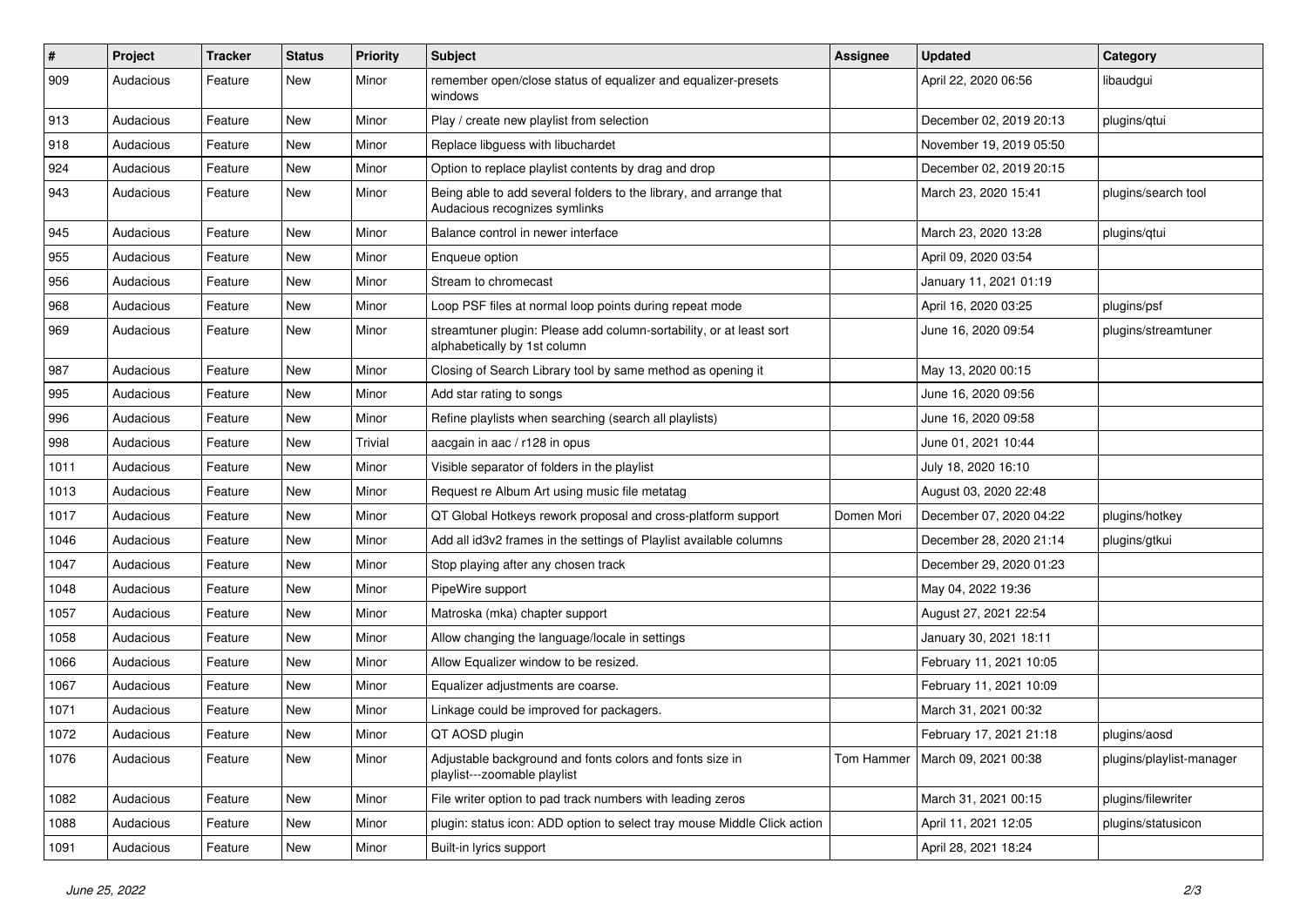| # | Project | Tracker | Status | Priority | Subject | Assignee | Updated | Category |
|---|---|---|---|---|---|---|---|---|
| 909 | Audacious | Feature | New | Minor | remember open/close status of equalizer and equalizer-presets windows | | April 22, 2020 06:56 | libaudgui |
| 913 | Audacious | Feature | New | Minor | Play / create new playlist from selection | | December 02, 2019 20:13 | plugins/qtui |
| 918 | Audacious | Feature | New | Minor | Replace libguess with libuchardet | | November 19, 2019 05:50 | |
| 924 | Audacious | Feature | New | Minor | Option to replace playlist contents by drag and drop | | December 02, 2019 20:15 | |
| 943 | Audacious | Feature | New | Minor | Being able to add several folders to the library, and arrange that Audacious recognizes symlinks | | March 23, 2020 15:41 | plugins/search tool |
| 945 | Audacious | Feature | New | Minor | Balance control in newer interface | | March 23, 2020 13:28 | plugins/qtui |
| 955 | Audacious | Feature | New | Minor | Enqueue option | | April 09, 2020 03:54 | |
| 956 | Audacious | Feature | New | Minor | Stream to chromecast | | January 11, 2021 01:19 | |
| 968 | Audacious | Feature | New | Minor | Loop PSF files at normal loop points during repeat mode | | April 16, 2020 03:25 | plugins/psf |
| 969 | Audacious | Feature | New | Minor | streamtuner plugin: Please add column-sortability, or at least sort alphabetically by 1st column | | June 16, 2020 09:54 | plugins/streamtuner |
| 987 | Audacious | Feature | New | Minor | Closing of Search Library tool by same method as opening it | | May 13, 2020 00:15 | |
| 995 | Audacious | Feature | New | Minor | Add star rating to songs | | June 16, 2020 09:56 | |
| 996 | Audacious | Feature | New | Minor | Refine playlists when searching (search all playlists) | | June 16, 2020 09:58 | |
| 998 | Audacious | Feature | New | Trivial | aacgain in aac / r128 in opus | | June 01, 2021 10:44 | |
| 1011 | Audacious | Feature | New | Minor | Visible separator of folders in the playlist | | July 18, 2020 16:10 | |
| 1013 | Audacious | Feature | New | Minor | Request re Album Art using music file metatag | | August 03, 2020 22:48 | |
| 1017 | Audacious | Feature | New | Minor | QT Global Hotkeys rework proposal and cross-platform support | Domen Mori | December 07, 2020 04:22 | plugins/hotkey |
| 1046 | Audacious | Feature | New | Minor | Add all id3v2 frames in the settings of Playlist available columns | | December 28, 2020 21:14 | plugins/gtkui |
| 1047 | Audacious | Feature | New | Minor | Stop playing after any chosen track | | December 29, 2020 01:23 | |
| 1048 | Audacious | Feature | New | Minor | PipeWire support | | May 04, 2022 19:36 | |
| 1057 | Audacious | Feature | New | Minor | Matroska (mka) chapter support | | August 27, 2021 22:54 | |
| 1058 | Audacious | Feature | New | Minor | Allow changing the language/locale in settings | | January 30, 2021 18:11 | |
| 1066 | Audacious | Feature | New | Minor | Allow Equalizer window to be resized. | | February 11, 2021 10:05 | |
| 1067 | Audacious | Feature | New | Minor | Equalizer adjustments are coarse. | | February 11, 2021 10:09 | |
| 1071 | Audacious | Feature | New | Minor | Linkage could be improved for packagers. | | March 31, 2021 00:32 | |
| 1072 | Audacious | Feature | New | Minor | QT AOSD plugin | | February 17, 2021 21:18 | plugins/aosd |
| 1076 | Audacious | Feature | New | Minor | Adjustable background and fonts colors and fonts size in playlist---zoomable playlist | Tom Hammer | March 09, 2021 00:38 | plugins/playlist-manager |
| 1082 | Audacious | Feature | New | Minor | File writer option to pad track numbers with leading zeros | | March 31, 2021 00:15 | plugins/filewriter |
| 1088 | Audacious | Feature | New | Minor | plugin: status icon: ADD option to select tray mouse Middle Click action | | April 11, 2021 12:05 | plugins/statusicon |
| 1091 | Audacious | Feature | New | Minor | Built-in lyrics support | | April 28, 2021 18:24 | |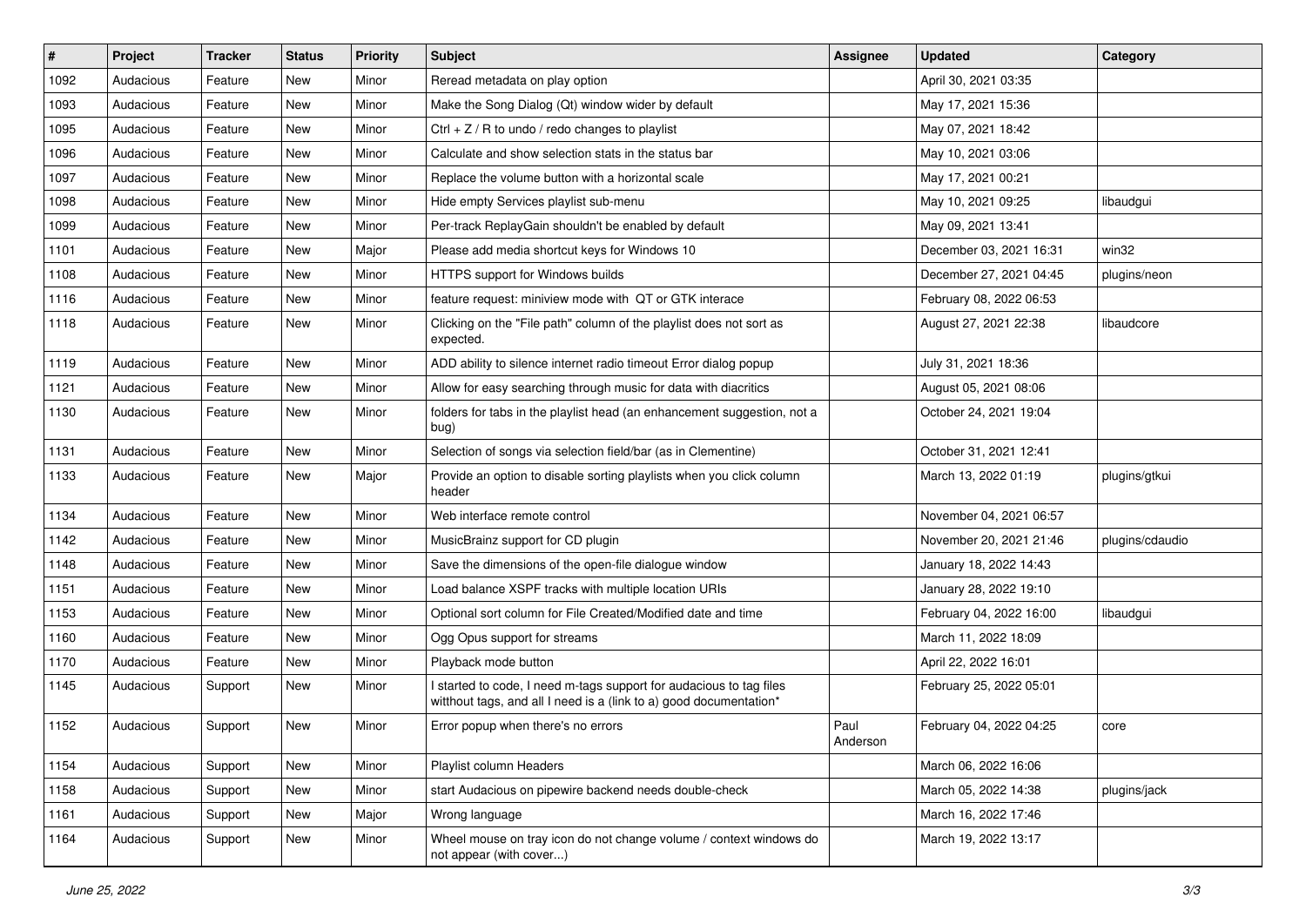| # | Project | Tracker | Status | Priority | Subject | Assignee | Updated | Category |
|---|---|---|---|---|---|---|---|---|
| 1092 | Audacious | Feature | New | Minor | Reread metadata on play option | | April 30, 2021 03:35 | |
| 1093 | Audacious | Feature | New | Minor | Make the Song Dialog (Qt) window wider by default | | May 17, 2021 15:36 | |
| 1095 | Audacious | Feature | New | Minor | Ctrl + Z / R to undo / redo changes to playlist | | May 07, 2021 18:42 | |
| 1096 | Audacious | Feature | New | Minor | Calculate and show selection stats in the status bar | | May 10, 2021 03:06 | |
| 1097 | Audacious | Feature | New | Minor | Replace the volume button with a horizontal scale | | May 17, 2021 00:21 | |
| 1098 | Audacious | Feature | New | Minor | Hide empty Services playlist sub-menu | | May 10, 2021 09:25 | libaudgui |
| 1099 | Audacious | Feature | New | Minor | Per-track ReplayGain shouldn't be enabled by default | | May 09, 2021 13:41 | |
| 1101 | Audacious | Feature | New | Major | Please add media shortcut keys for Windows 10 | | December 03, 2021 16:31 | win32 |
| 1108 | Audacious | Feature | New | Minor | HTTPS support for Windows builds | | December 27, 2021 04:45 | plugins/neon |
| 1116 | Audacious | Feature | New | Minor | feature request: miniview mode with QT or GTK interace | | February 08, 2022 06:53 | |
| 1118 | Audacious | Feature | New | Minor | Clicking on the "File path" column of the playlist does not sort as expected. | | August 27, 2021 22:38 | libaudcore |
| 1119 | Audacious | Feature | New | Minor | ADD ability to silence internet radio timeout Error dialog popup | | July 31, 2021 18:36 | |
| 1121 | Audacious | Feature | New | Minor | Allow for easy searching through music for data with diacritics | | August 05, 2021 08:06 | |
| 1130 | Audacious | Feature | New | Minor | folders for tabs in the playlist head (an enhancement suggestion, not a bug) | | October 24, 2021 19:04 | |
| 1131 | Audacious | Feature | New | Minor | Selection of songs via selection field/bar (as in Clementine) | | October 31, 2021 12:41 | |
| 1133 | Audacious | Feature | New | Major | Provide an option to disable sorting playlists when you click column header | | March 13, 2022 01:19 | plugins/gtkui |
| 1134 | Audacious | Feature | New | Minor | Web interface remote control | | November 04, 2021 06:57 | |
| 1142 | Audacious | Feature | New | Minor | MusicBrainz support for CD plugin | | November 20, 2021 21:46 | plugins/cdaudio |
| 1148 | Audacious | Feature | New | Minor | Save the dimensions of the open-file dialogue window | | January 18, 2022 14:43 | |
| 1151 | Audacious | Feature | New | Minor | Load balance XSPF tracks with multiple location URIs | | January 28, 2022 19:10 | |
| 1153 | Audacious | Feature | New | Minor | Optional sort column for File Created/Modified date and time | | February 04, 2022 16:00 | libaudgui |
| 1160 | Audacious | Feature | New | Minor | Ogg Opus support for streams | | March 11, 2022 18:09 | |
| 1170 | Audacious | Feature | New | Minor | Playback mode button | | April 22, 2022 16:01 | |
| 1145 | Audacious | Support | New | Minor | I started to code, I need m-tags support for audacious to tag files witthout tags, and all I need is a (link to a) good documentation* | | February 25, 2022 05:01 | |
| 1152 | Audacious | Support | New | Minor | Error popup when there's no errors | Paul Anderson | February 04, 2022 04:25 | core |
| 1154 | Audacious | Support | New | Minor | Playlist column Headers | | March 06, 2022 16:06 | |
| 1158 | Audacious | Support | New | Minor | start Audacious on pipewire backend needs double-check | | March 05, 2022 14:38 | plugins/jack |
| 1161 | Audacious | Support | New | Major | Wrong language | | March 16, 2022 17:46 | |
| 1164 | Audacious | Support | New | Minor | Wheel mouse on tray icon do not change volume / context windows do not appear (with cover...) | | March 19, 2022 13:17 | |

*June 25, 2022*